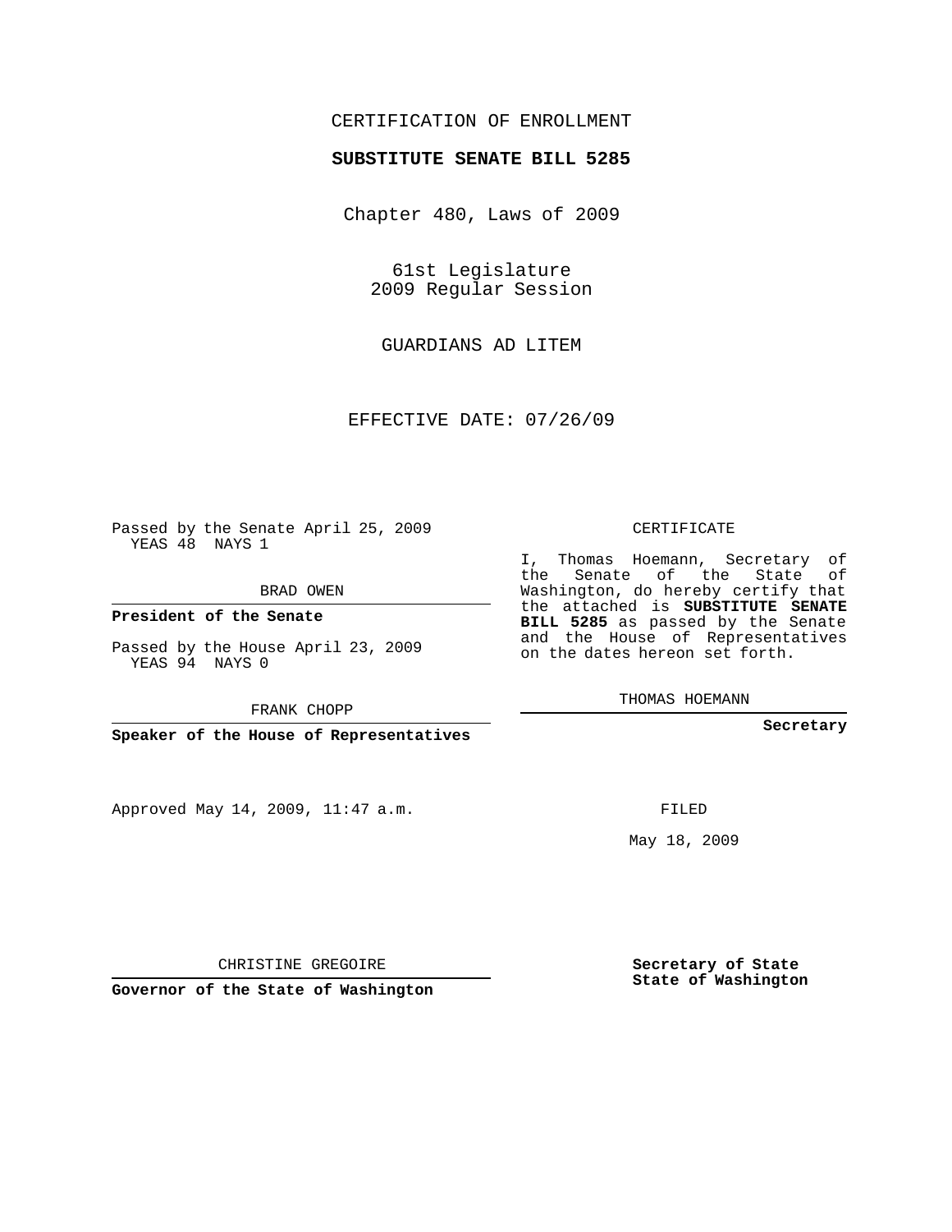CERTIFICATION OF ENROLLMENT

**SUBSTITUTE SENATE BILL 5285**

Chapter 480, Laws of 2009

61st Legislature
2009 Regular Session

GUARDIANS AD LITEM

EFFECTIVE DATE: 07/26/09

Passed by the Senate April 25, 2009
YEAS 48 NAYS 1

BRAD OWEN

**President of the Senate**

Passed by the House April 23, 2009
YEAS 94 NAYS 0

FRANK CHOPP

**Speaker of the House of Representatives**

Approved May 14, 2009, 11:47 a.m.

CHRISTINE GREGOIRE

**Governor of the State of Washington**

CERTIFICATE

I, Thomas Hoemann, Secretary of the Senate of the State of Washington, do hereby certify that the attached is **SUBSTITUTE SENATE BILL 5285** as passed by the Senate and the House of Representatives on the dates hereon set forth.

THOMAS HOEMANN

**Secretary**

FILED

May 18, 2009

**Secretary of State**
**State of Washington**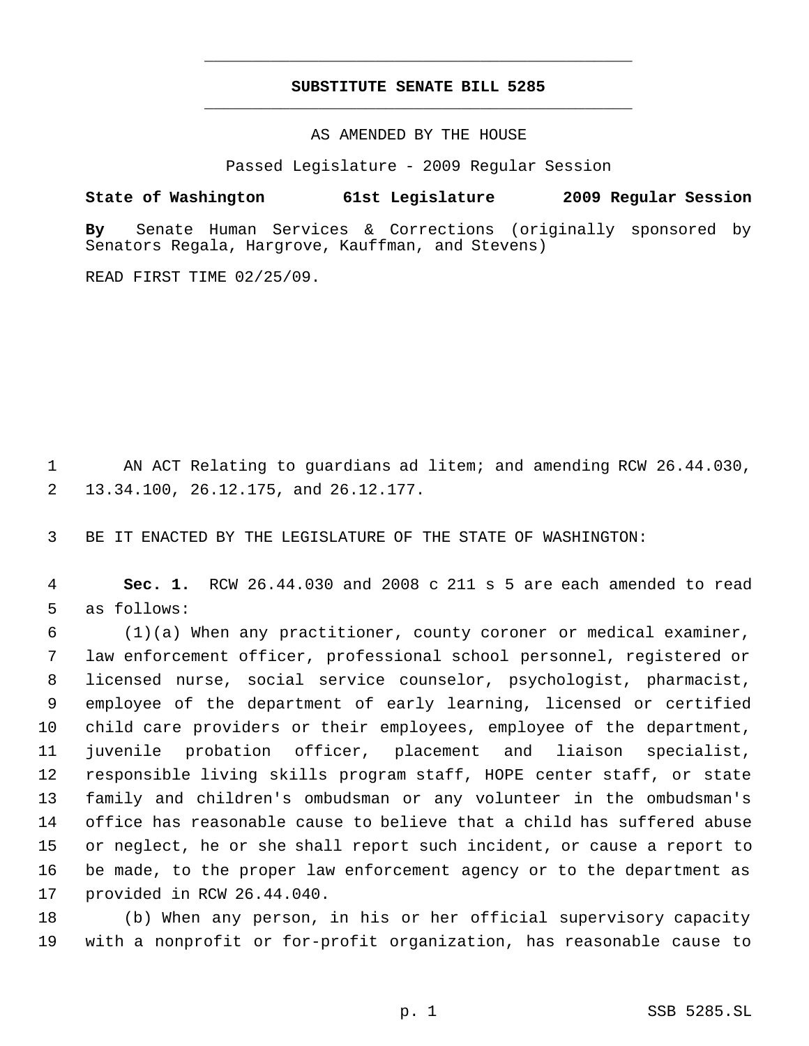# SUBSTITUTE SENATE BILL 5285

AS AMENDED BY THE HOUSE

Passed Legislature - 2009 Regular Session

**State of Washington 61st Legislature 2009 Regular Session**

**By** Senate Human Services & Corrections (originally sponsored by Senators Regala, Hargrove, Kauffman, and Stevens)

READ FIRST TIME 02/25/09.

AN ACT Relating to guardians ad litem; and amending RCW 26.44.030, 13.34.100, 26.12.175, and 26.12.177.

BE IT ENACTED BY THE LEGISLATURE OF THE STATE OF WASHINGTON:

**Sec. 1.** RCW 26.44.030 and 2008 c 211 s 5 are each amended to read as follows:

(1)(a) When any practitioner, county coroner or medical examiner, law enforcement officer, professional school personnel, registered or licensed nurse, social service counselor, psychologist, pharmacist, employee of the department of early learning, licensed or certified child care providers or their employees, employee of the department, juvenile probation officer, placement and liaison specialist, responsible living skills program staff, HOPE center staff, or state family and children's ombudsman or any volunteer in the ombudsman's office has reasonable cause to believe that a child has suffered abuse or neglect, he or she shall report such incident, or cause a report to be made, to the proper law enforcement agency or to the department as provided in RCW 26.44.040.

(b) When any person, in his or her official supervisory capacity with a nonprofit or for-profit organization, has reasonable cause to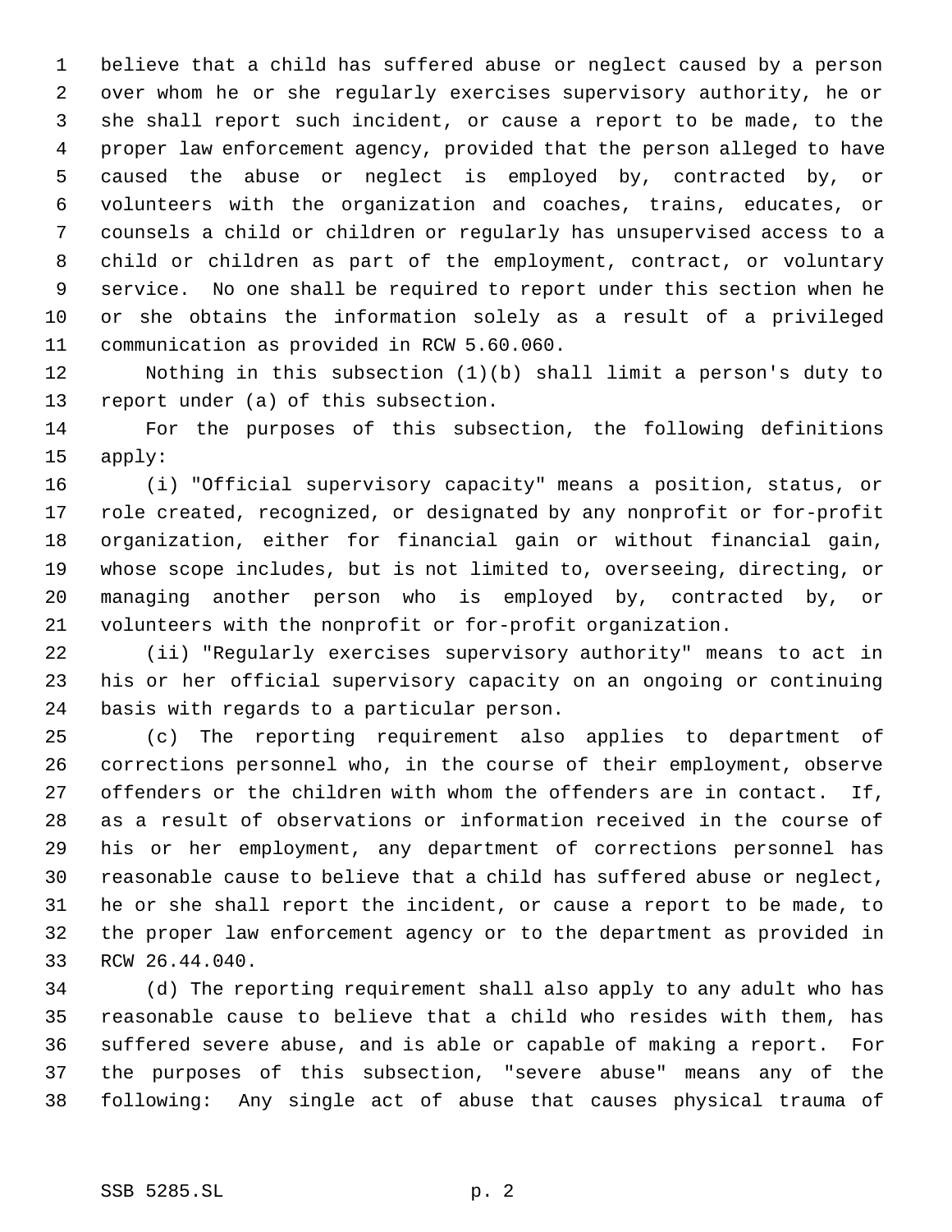believe that a child has suffered abuse or neglect caused by a person over whom he or she regularly exercises supervisory authority, he or she shall report such incident, or cause a report to be made, to the proper law enforcement agency, provided that the person alleged to have caused the abuse or neglect is employed by, contracted by, or volunteers with the organization and coaches, trains, educates, or counsels a child or children or regularly has unsupervised access to a child or children as part of the employment, contract, or voluntary service. No one shall be required to report under this section when he or she obtains the information solely as a result of a privileged communication as provided in RCW 5.60.060.

Nothing in this subsection (1)(b) shall limit a person's duty to report under (a) of this subsection.

For the purposes of this subsection, the following definitions apply:

(i) "Official supervisory capacity" means a position, status, or role created, recognized, or designated by any nonprofit or for-profit organization, either for financial gain or without financial gain, whose scope includes, but is not limited to, overseeing, directing, or managing another person who is employed by, contracted by, or volunteers with the nonprofit or for-profit organization.

(ii) "Regularly exercises supervisory authority" means to act in his or her official supervisory capacity on an ongoing or continuing basis with regards to a particular person.

(c) The reporting requirement also applies to department of corrections personnel who, in the course of their employment, observe offenders or the children with whom the offenders are in contact. If, as a result of observations or information received in the course of his or her employment, any department of corrections personnel has reasonable cause to believe that a child has suffered abuse or neglect, he or she shall report the incident, or cause a report to be made, to the proper law enforcement agency or to the department as provided in RCW 26.44.040.

(d) The reporting requirement shall also apply to any adult who has reasonable cause to believe that a child who resides with them, has suffered severe abuse, and is able or capable of making a report. For the purposes of this subsection, "severe abuse" means any of the following: Any single act of abuse that causes physical trauma of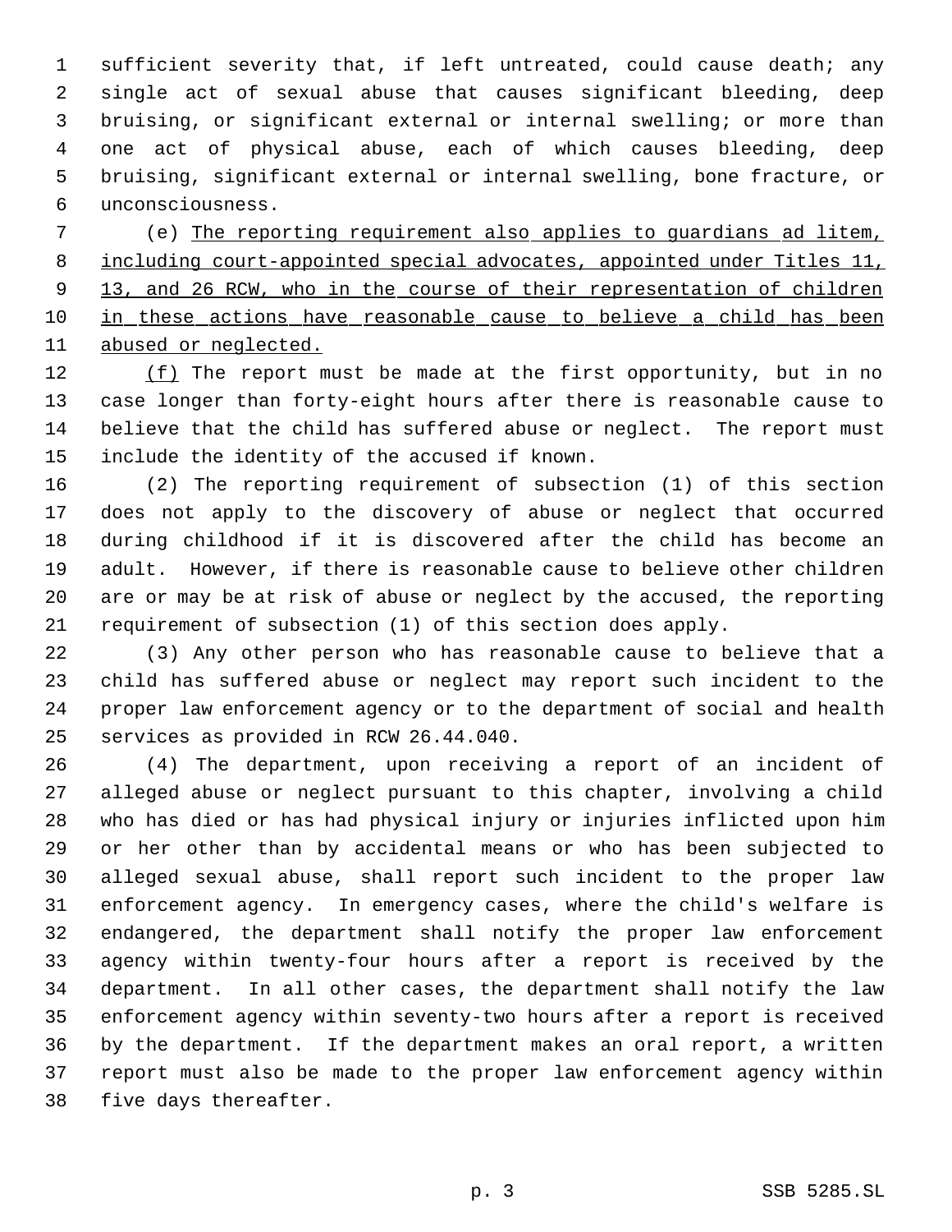sufficient severity that, if left untreated, could cause death; any single act of sexual abuse that causes significant bleeding, deep bruising, or significant external or internal swelling; or more than one act of physical abuse, each of which causes bleeding, deep bruising, significant external or internal swelling, bone fracture, or unconsciousness.

(e) The reporting requirement also applies to guardians ad litem, including court-appointed special advocates, appointed under Titles 11, 13, and 26 RCW, who in the course of their representation of children in these actions have reasonable cause to believe a child has been abused or neglected.

(f) The report must be made at the first opportunity, but in no case longer than forty-eight hours after there is reasonable cause to believe that the child has suffered abuse or neglect. The report must include the identity of the accused if known.

(2) The reporting requirement of subsection (1) of this section does not apply to the discovery of abuse or neglect that occurred during childhood if it is discovered after the child has become an adult. However, if there is reasonable cause to believe other children are or may be at risk of abuse or neglect by the accused, the reporting requirement of subsection (1) of this section does apply.

(3) Any other person who has reasonable cause to believe that a child has suffered abuse or neglect may report such incident to the proper law enforcement agency or to the department of social and health services as provided in RCW 26.44.040.

(4) The department, upon receiving a report of an incident of alleged abuse or neglect pursuant to this chapter, involving a child who has died or has had physical injury or injuries inflicted upon him or her other than by accidental means or who has been subjected to alleged sexual abuse, shall report such incident to the proper law enforcement agency. In emergency cases, where the child's welfare is endangered, the department shall notify the proper law enforcement agency within twenty-four hours after a report is received by the department. In all other cases, the department shall notify the law enforcement agency within seventy-two hours after a report is received by the department. If the department makes an oral report, a written report must also be made to the proper law enforcement agency within five days thereafter.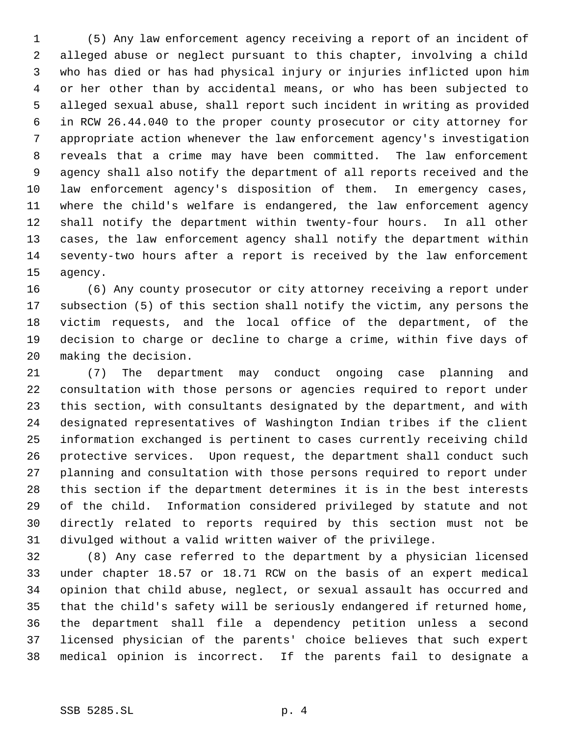(5) Any law enforcement agency receiving a report of an incident of alleged abuse or neglect pursuant to this chapter, involving a child who has died or has had physical injury or injuries inflicted upon him or her other than by accidental means, or who has been subjected to alleged sexual abuse, shall report such incident in writing as provided in RCW 26.44.040 to the proper county prosecutor or city attorney for appropriate action whenever the law enforcement agency's investigation reveals that a crime may have been committed. The law enforcement agency shall also notify the department of all reports received and the law enforcement agency's disposition of them. In emergency cases, where the child's welfare is endangered, the law enforcement agency shall notify the department within twenty-four hours. In all other cases, the law enforcement agency shall notify the department within seventy-two hours after a report is received by the law enforcement agency.

(6) Any county prosecutor or city attorney receiving a report under subsection (5) of this section shall notify the victim, any persons the victim requests, and the local office of the department, of the decision to charge or decline to charge a crime, within five days of making the decision.

(7) The department may conduct ongoing case planning and consultation with those persons or agencies required to report under this section, with consultants designated by the department, and with designated representatives of Washington Indian tribes if the client information exchanged is pertinent to cases currently receiving child protective services. Upon request, the department shall conduct such planning and consultation with those persons required to report under this section if the department determines it is in the best interests of the child. Information considered privileged by statute and not directly related to reports required by this section must not be divulged without a valid written waiver of the privilege.

(8) Any case referred to the department by a physician licensed under chapter 18.57 or 18.71 RCW on the basis of an expert medical opinion that child abuse, neglect, or sexual assault has occurred and that the child's safety will be seriously endangered if returned home, the department shall file a dependency petition unless a second licensed physician of the parents' choice believes that such expert medical opinion is incorrect. If the parents fail to designate a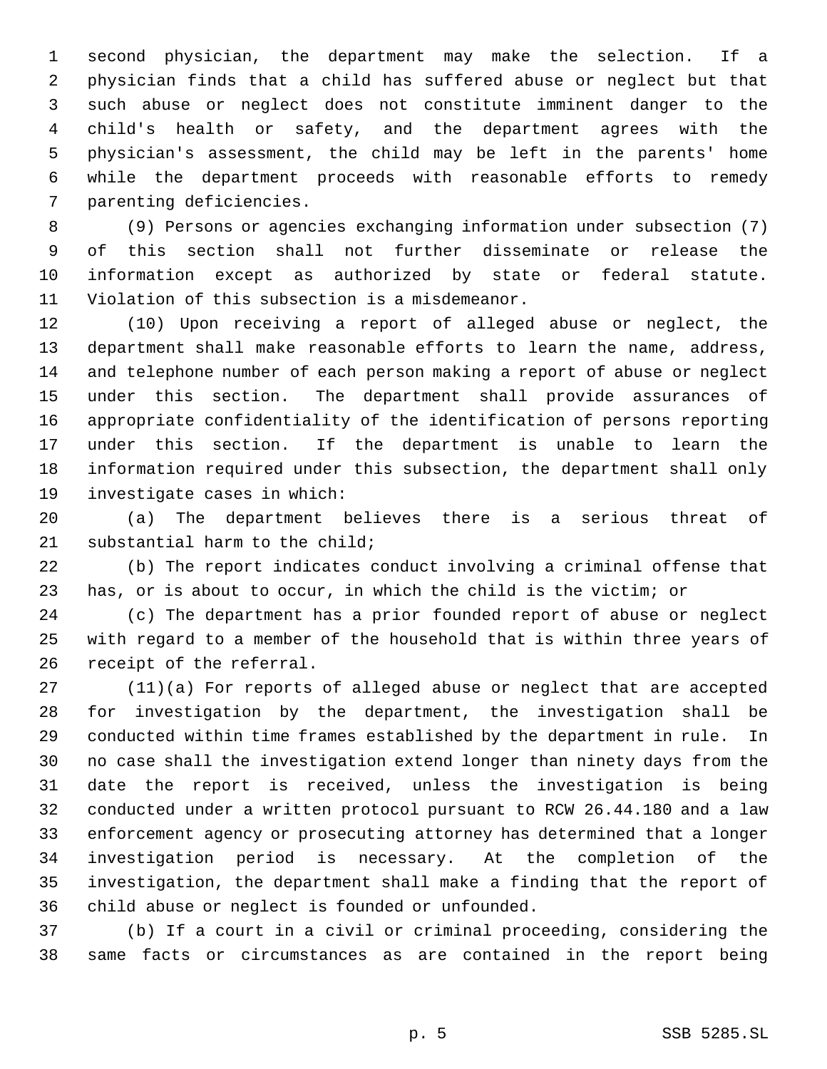second physician, the department may make the selection. If a physician finds that a child has suffered abuse or neglect but that such abuse or neglect does not constitute imminent danger to the child's health or safety, and the department agrees with the physician's assessment, the child may be left in the parents' home while the department proceeds with reasonable efforts to remedy parenting deficiencies.

(9) Persons or agencies exchanging information under subsection (7) of this section shall not further disseminate or release the information except as authorized by state or federal statute. Violation of this subsection is a misdemeanor.

(10) Upon receiving a report of alleged abuse or neglect, the department shall make reasonable efforts to learn the name, address, and telephone number of each person making a report of abuse or neglect under this section. The department shall provide assurances of appropriate confidentiality of the identification of persons reporting under this section. If the department is unable to learn the information required under this subsection, the department shall only investigate cases in which:

(a) The department believes there is a serious threat of substantial harm to the child;

(b) The report indicates conduct involving a criminal offense that has, or is about to occur, in which the child is the victim; or

(c) The department has a prior founded report of abuse or neglect with regard to a member of the household that is within three years of receipt of the referral.

(11)(a) For reports of alleged abuse or neglect that are accepted for investigation by the department, the investigation shall be conducted within time frames established by the department in rule. In no case shall the investigation extend longer than ninety days from the date the report is received, unless the investigation is being conducted under a written protocol pursuant to RCW 26.44.180 and a law enforcement agency or prosecuting attorney has determined that a longer investigation period is necessary. At the completion of the investigation, the department shall make a finding that the report of child abuse or neglect is founded or unfounded.

(b) If a court in a civil or criminal proceeding, considering the same facts or circumstances as are contained in the report being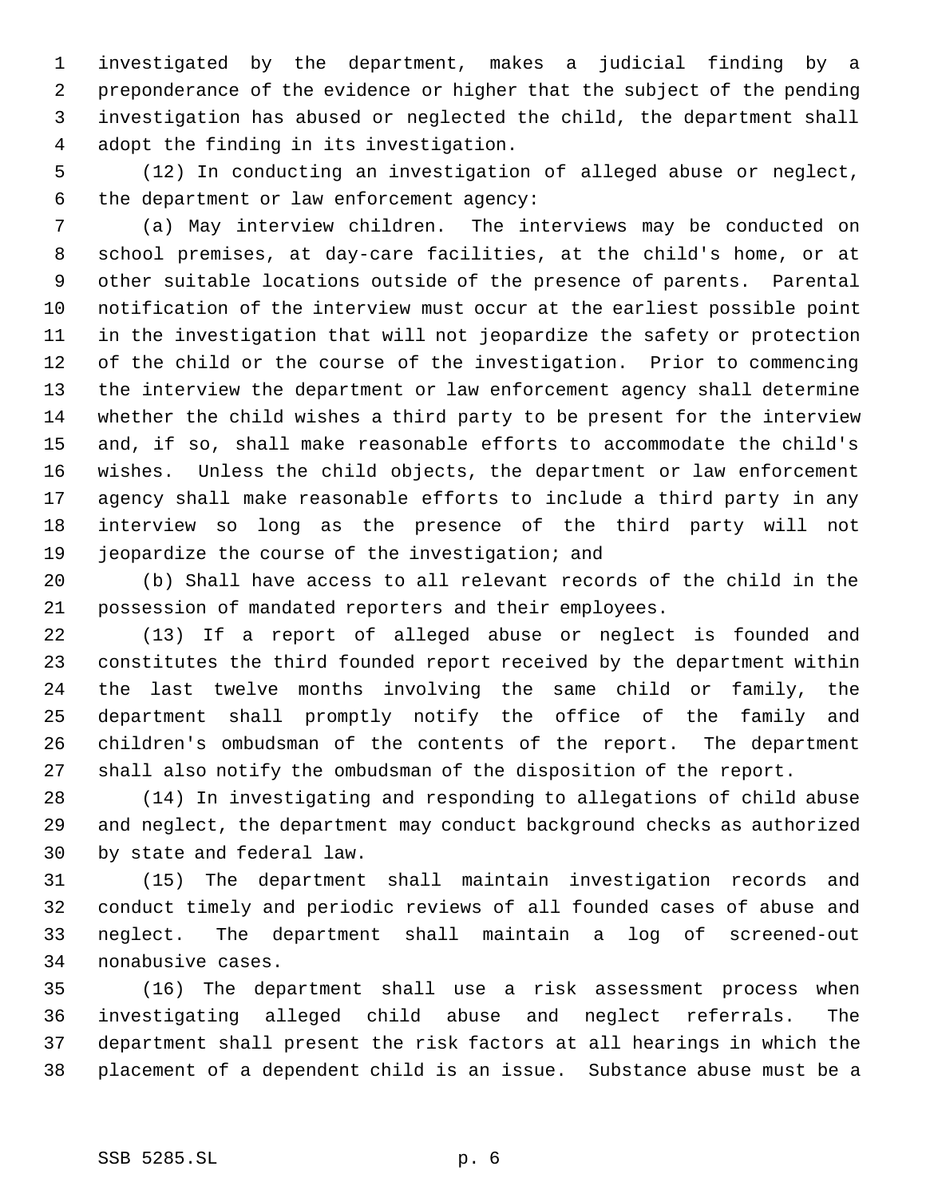investigated by the department, makes a judicial finding by a preponderance of the evidence or higher that the subject of the pending investigation has abused or neglected the child, the department shall adopt the finding in its investigation.

(12) In conducting an investigation of alleged abuse or neglect, the department or law enforcement agency:

(a) May interview children. The interviews may be conducted on school premises, at day-care facilities, at the child's home, or at other suitable locations outside of the presence of parents. Parental notification of the interview must occur at the earliest possible point in the investigation that will not jeopardize the safety or protection of the child or the course of the investigation. Prior to commencing the interview the department or law enforcement agency shall determine whether the child wishes a third party to be present for the interview and, if so, shall make reasonable efforts to accommodate the child's wishes. Unless the child objects, the department or law enforcement agency shall make reasonable efforts to include a third party in any interview so long as the presence of the third party will not jeopardize the course of the investigation; and

(b) Shall have access to all relevant records of the child in the possession of mandated reporters and their employees.

(13) If a report of alleged abuse or neglect is founded and constitutes the third founded report received by the department within the last twelve months involving the same child or family, the department shall promptly notify the office of the family and children's ombudsman of the contents of the report. The department shall also notify the ombudsman of the disposition of the report.

(14) In investigating and responding to allegations of child abuse and neglect, the department may conduct background checks as authorized by state and federal law.

(15) The department shall maintain investigation records and conduct timely and periodic reviews of all founded cases of abuse and neglect. The department shall maintain a log of screened-out nonabusive cases.

(16) The department shall use a risk assessment process when investigating alleged child abuse and neglect referrals. The department shall present the risk factors at all hearings in which the placement of a dependent child is an issue. Substance abuse must be a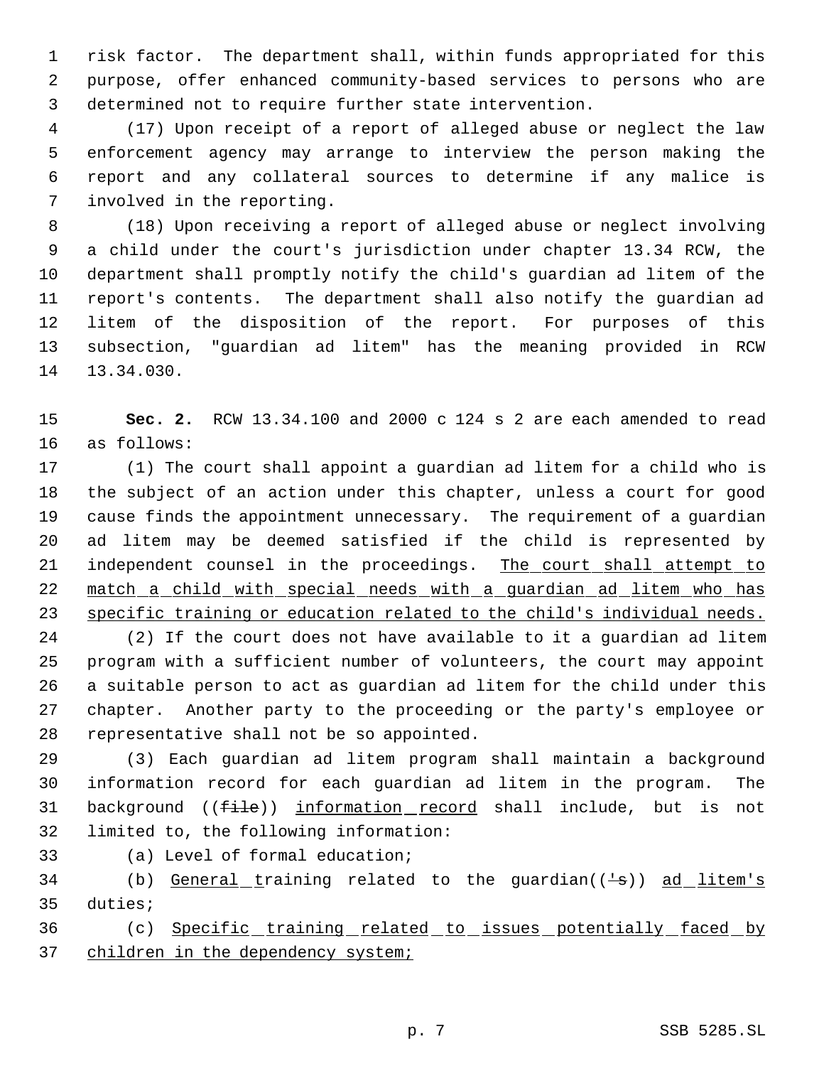risk factor. The department shall, within funds appropriated for this purpose, offer enhanced community-based services to persons who are determined not to require further state intervention.

(17) Upon receipt of a report of alleged abuse or neglect the law enforcement agency may arrange to interview the person making the report and any collateral sources to determine if any malice is involved in the reporting.

(18) Upon receiving a report of alleged abuse or neglect involving a child under the court's jurisdiction under chapter 13.34 RCW, the department shall promptly notify the child's guardian ad litem of the report's contents. The department shall also notify the guardian ad litem of the disposition of the report. For purposes of this subsection, "guardian ad litem" has the meaning provided in RCW 13.34.030.

**Sec. 2.** RCW 13.34.100 and 2000 c 124 s 2 are each amended to read as follows:

(1) The court shall appoint a guardian ad litem for a child who is the subject of an action under this chapter, unless a court for good cause finds the appointment unnecessary. The requirement of a guardian ad litem may be deemed satisfied if the child is represented by independent counsel in the proceedings. <u>The court shall attempt to match a child with special needs with a guardian ad litem who has specific training or education related to the child's individual needs.</u>

(2) If the court does not have available to it a guardian ad litem program with a sufficient number of volunteers, the court may appoint a suitable person to act as guardian ad litem for the child under this chapter. Another party to the proceeding or the party's employee or representative shall not be so appointed.

(3) Each guardian ad litem program shall maintain a background information record for each guardian ad litem in the program. The background ((~~file~~)) <u>information record</u> shall include, but is not limited to, the following information:

(a) Level of formal education;

(b) <u>General t</u>raining related to the guardian((~~'s~~)) <u>ad litem's</u> duties;

(c) <u>Specific training related to issues potentially faced by children in the dependency system;</u>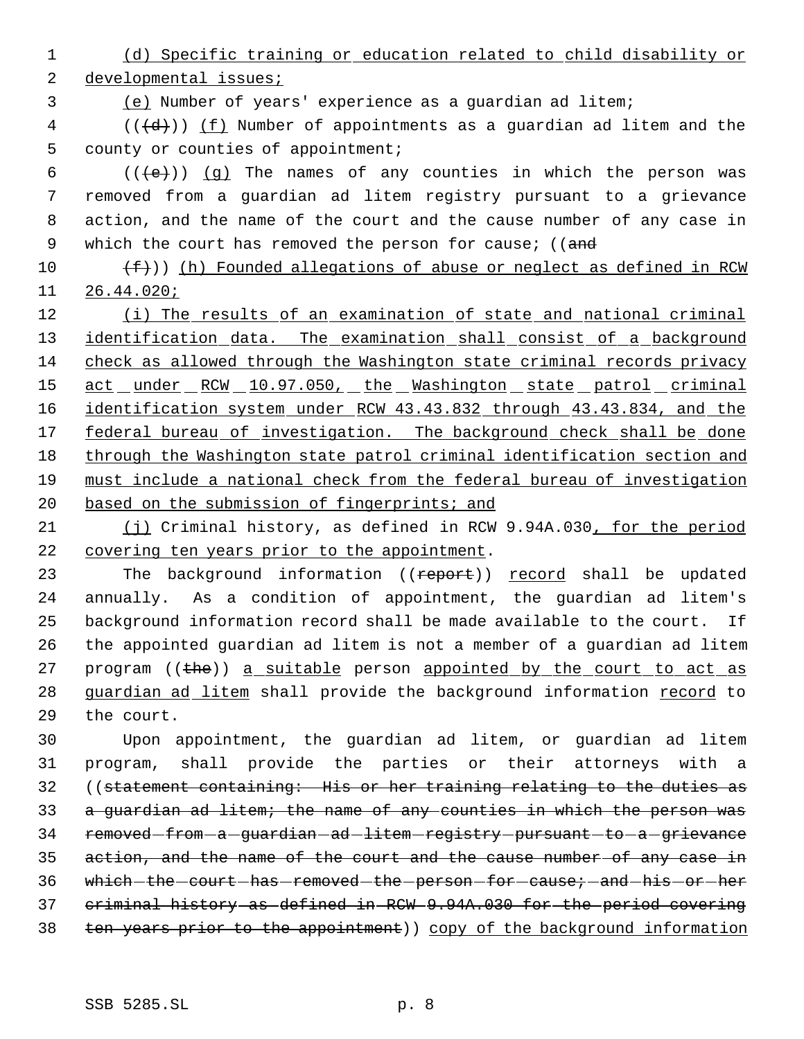(d) Specific training or education related to child disability or developmental issues;

(e) Number of years' experience as a guardian ad litem;

(((d))) (f) Number of appointments as a guardian ad litem and the county or counties of appointment;

(((e))) (g) The names of any counties in which the person was removed from a guardian ad litem registry pursuant to a grievance action, and the name of the court and the cause number of any case in which the court has removed the person for cause; ((and

(f))) (h) Founded allegations of abuse or neglect as defined in RCW 26.44.020;

(i) The results of an examination of state and national criminal identification data. The examination shall consist of a background check as allowed through the Washington state criminal records privacy act under RCW 10.97.050, the Washington state patrol criminal identification system under RCW 43.43.832 through 43.43.834, and the federal bureau of investigation. The background check shall be done through the Washington state patrol criminal identification section and must include a national check from the federal bureau of investigation based on the submission of fingerprints; and

(j) Criminal history, as defined in RCW 9.94A.030, for the period covering ten years prior to the appointment.

The background information ((report)) record shall be updated annually. As a condition of appointment, the guardian ad litem's background information record shall be made available to the court. If the appointed guardian ad litem is not a member of a guardian ad litem program ((the)) a suitable person appointed by the court to act as guardian ad litem shall provide the background information record to the court.

Upon appointment, the guardian ad litem, or guardian ad litem program, shall provide the parties or their attorneys with a ((statement containing: His or her training relating to the duties as a guardian ad litem; the name of any counties in which the person was removed from a guardian ad litem registry pursuant to a grievance action, and the name of the court and the cause number of any case in which the court has removed the person for cause; and his or her criminal history as defined in RCW 9.94A.030 for the period covering ten years prior to the appointment)) copy of the background information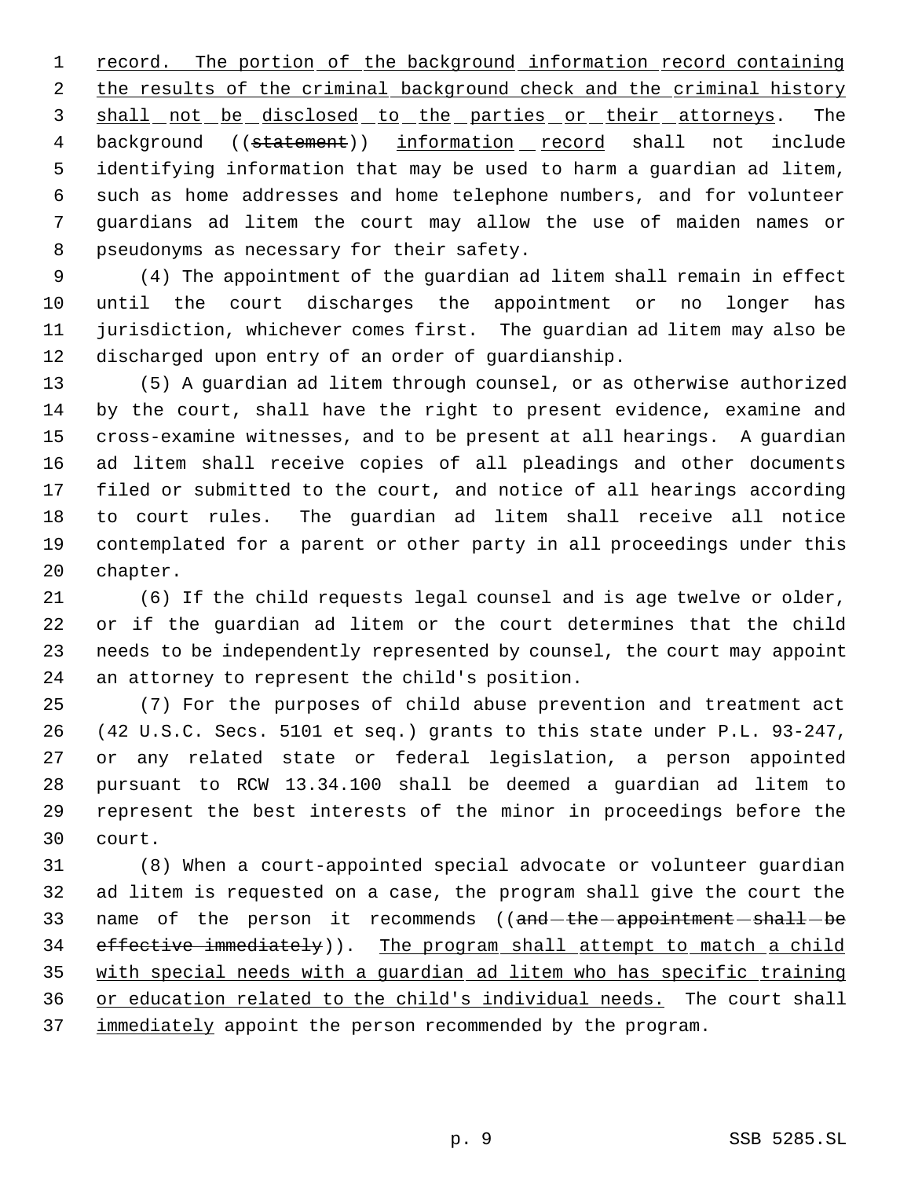record. The portion of the background information record containing the results of the criminal background check and the criminal history shall not be disclosed to the parties or their attorneys. The background ((~~statement~~)) information record shall not include identifying information that may be used to harm a guardian ad litem, such as home addresses and home telephone numbers, and for volunteer guardians ad litem the court may allow the use of maiden names or pseudonyms as necessary for their safety.

(4) The appointment of the guardian ad litem shall remain in effect until the court discharges the appointment or no longer has jurisdiction, whichever comes first. The guardian ad litem may also be discharged upon entry of an order of guardianship.

(5) A guardian ad litem through counsel, or as otherwise authorized by the court, shall have the right to present evidence, examine and cross-examine witnesses, and to be present at all hearings. A guardian ad litem shall receive copies of all pleadings and other documents filed or submitted to the court, and notice of all hearings according to court rules. The guardian ad litem shall receive all notice contemplated for a parent or other party in all proceedings under this chapter.

(6) If the child requests legal counsel and is age twelve or older, or if the guardian ad litem or the court determines that the child needs to be independently represented by counsel, the court may appoint an attorney to represent the child's position.

(7) For the purposes of child abuse prevention and treatment act (42 U.S.C. Secs. 5101 et seq.) grants to this state under P.L. 93-247, or any related state or federal legislation, a person appointed pursuant to RCW 13.34.100 shall be deemed a guardian ad litem to represent the best interests of the minor in proceedings before the court.

(8) When a court-appointed special advocate or volunteer guardian ad litem is requested on a case, the program shall give the court the name of the person it recommends ((~~and the appointment shall be effective immediately~~)). The program shall attempt to match a child with special needs with a guardian ad litem who has specific training or education related to the child's individual needs. The court shall immediately appoint the person recommended by the program.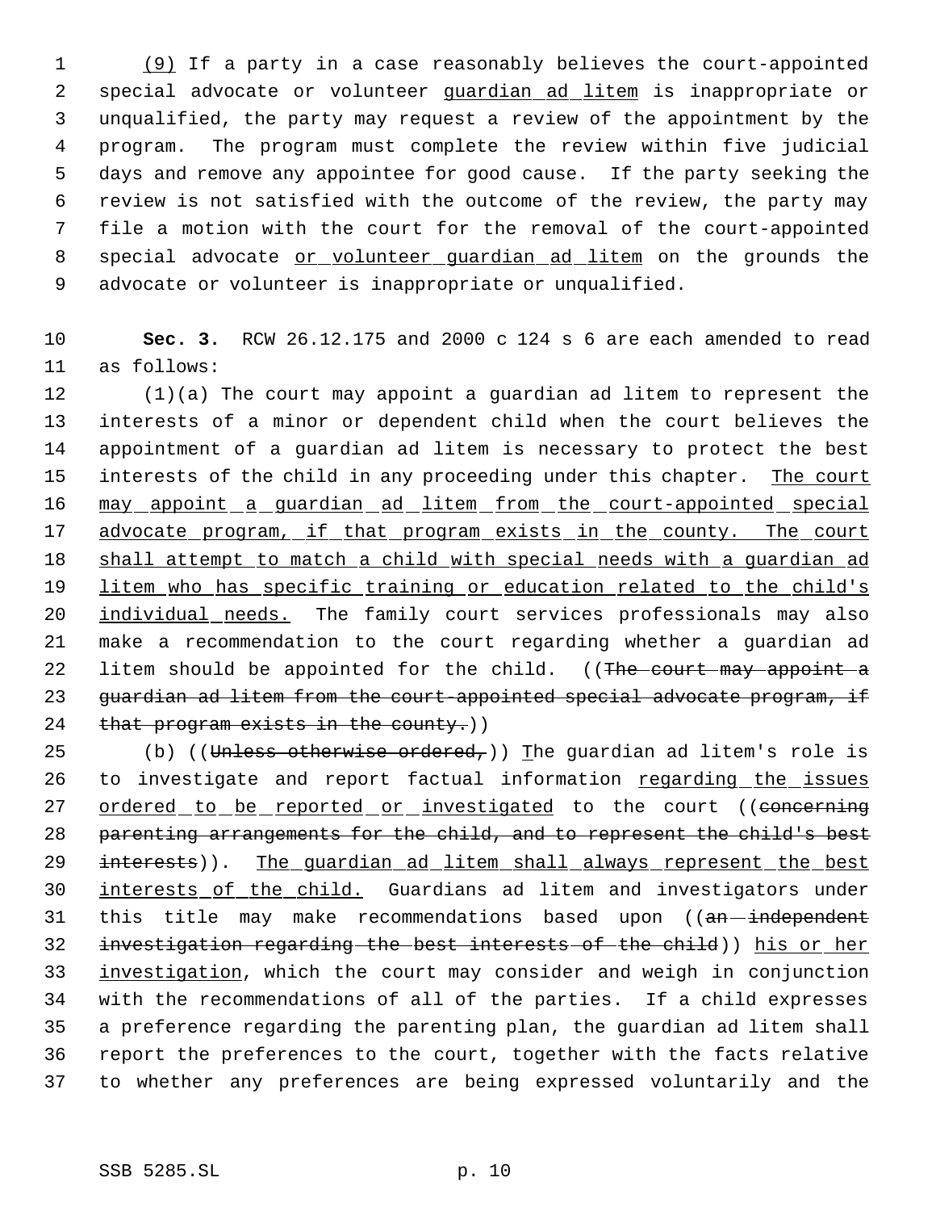(9) If a party in a case reasonably believes the court-appointed special advocate or volunteer guardian ad litem is inappropriate or unqualified, the party may request a review of the appointment by the program. The program must complete the review within five judicial days and remove any appointee for good cause. If the party seeking the review is not satisfied with the outcome of the review, the party may file a motion with the court for the removal of the court-appointed special advocate or volunteer guardian ad litem on the grounds the advocate or volunteer is inappropriate or unqualified.

**Sec. 3.** RCW 26.12.175 and 2000 c 124 s 6 are each amended to read as follows:

(1)(a) The court may appoint a guardian ad litem to represent the interests of a minor or dependent child when the court believes the appointment of a guardian ad litem is necessary to protect the best interests of the child in any proceeding under this chapter. The court may appoint a guardian ad litem from the court-appointed special advocate program, if that program exists in the county. The court shall attempt to match a child with special needs with a guardian ad litem who has specific training or education related to the child's individual needs. The family court services professionals may also make a recommendation to the court regarding whether a guardian ad litem should be appointed for the child. ((~~The court may appoint a guardian ad litem from the court-appointed special advocate program, if that program exists in the county.~~))

(b) ((~~Unless otherwise ordered,~~)) The guardian ad litem's role is to investigate and report factual information regarding the issues ordered to be reported or investigated to the court ((~~concerning parenting arrangements for the child, and to represent the child's best interests~~)). The guardian ad litem shall always represent the best interests of the child. Guardians ad litem and investigators under this title may make recommendations based upon ((~~an independent investigation regarding the best interests of the child~~)) his or her investigation, which the court may consider and weigh in conjunction with the recommendations of all of the parties. If a child expresses a preference regarding the parenting plan, the guardian ad litem shall report the preferences to the court, together with the facts relative to whether any preferences are being expressed voluntarily and the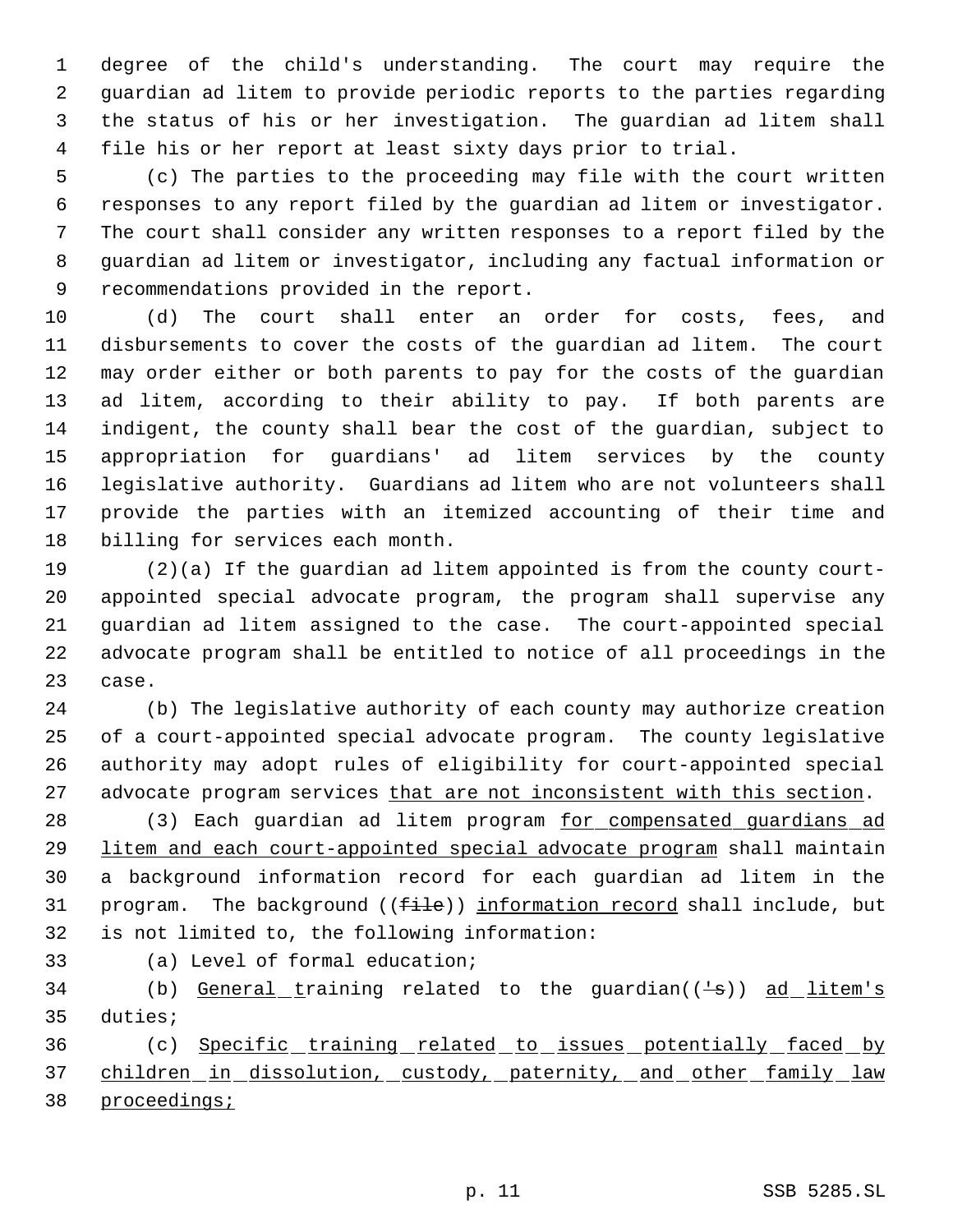degree of the child's understanding. The court may require the guardian ad litem to provide periodic reports to the parties regarding the status of his or her investigation. The guardian ad litem shall file his or her report at least sixty days prior to trial.

(c) The parties to the proceeding may file with the court written responses to any report filed by the guardian ad litem or investigator. The court shall consider any written responses to a report filed by the guardian ad litem or investigator, including any factual information or recommendations provided in the report.

(d) The court shall enter an order for costs, fees, and disbursements to cover the costs of the guardian ad litem. The court may order either or both parents to pay for the costs of the guardian ad litem, according to their ability to pay. If both parents are indigent, the county shall bear the cost of the guardian, subject to appropriation for guardians' ad litem services by the county legislative authority. Guardians ad litem who are not volunteers shall provide the parties with an itemized accounting of their time and billing for services each month.

(2)(a) If the guardian ad litem appointed is from the county court-appointed special advocate program, the program shall supervise any guardian ad litem assigned to the case. The court-appointed special advocate program shall be entitled to notice of all proceedings in the case.

(b) The legislative authority of each county may authorize creation of a court-appointed special advocate program. The county legislative authority may adopt rules of eligibility for court-appointed special advocate program services <u>that are not inconsistent with this section</u>.

(3) Each guardian ad litem program <u>for compensated guardians ad litem and each court-appointed special advocate program</u> shall maintain a background information record for each guardian ad litem in the program. The background ((~~file~~)) <u>information record</u> shall include, but is not limited to, the following information:

(a) Level of formal education;

(b) <u>General t</u>raining related to the guardian((~~'s~~)) <u>ad litem's</u> duties;

(c) <u>Specific training related to issues potentially faced by children in dissolution, custody, paternity, and other family law proceedings;</u>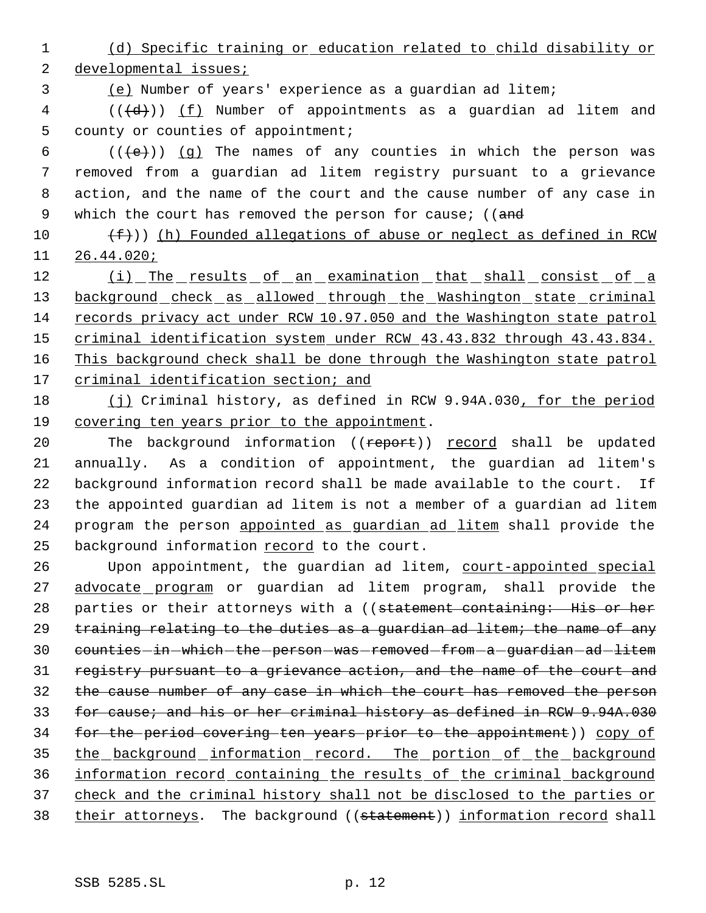(d) Specific training or education related to child disability or developmental issues;

(e) Number of years' experience as a guardian ad litem;

(((d))) (f) Number of appointments as a guardian ad litem and county or counties of appointment;

(((e))) (g) The names of any counties in which the person was removed from a guardian ad litem registry pursuant to a grievance action, and the name of the court and the cause number of any case in which the court has removed the person for cause; ((and

(f))) (h) Founded allegations of abuse or neglect as defined in RCW 26.44.020;

(i) The results of an examination that shall consist of a background check as allowed through the Washington state criminal records privacy act under RCW 10.97.050 and the Washington state patrol criminal identification system under RCW 43.43.832 through 43.43.834. This background check shall be done through the Washington state patrol criminal identification section; and

(j) Criminal history, as defined in RCW 9.94A.030, for the period covering ten years prior to the appointment.

The background information ((report)) record shall be updated annually. As a condition of appointment, the guardian ad litem's background information record shall be made available to the court. If the appointed guardian ad litem is not a member of a guardian ad litem program the person appointed as guardian ad litem shall provide the background information record to the court.

Upon appointment, the guardian ad litem, court-appointed special advocate program or guardian ad litem program, shall provide the parties or their attorneys with a ((statement containing: His or her training relating to the duties as a guardian ad litem; the name of any counties in which the person was removed from a guardian ad litem registry pursuant to a grievance action, and the name of the court and the cause number of any case in which the court has removed the person for cause; and his or her criminal history as defined in RCW 9.94A.030 for the period covering ten years prior to the appointment)) copy of the background information record. The portion of the background information record containing the results of the criminal background check and the criminal history shall not be disclosed to the parties or their attorneys. The background ((statement)) information record shall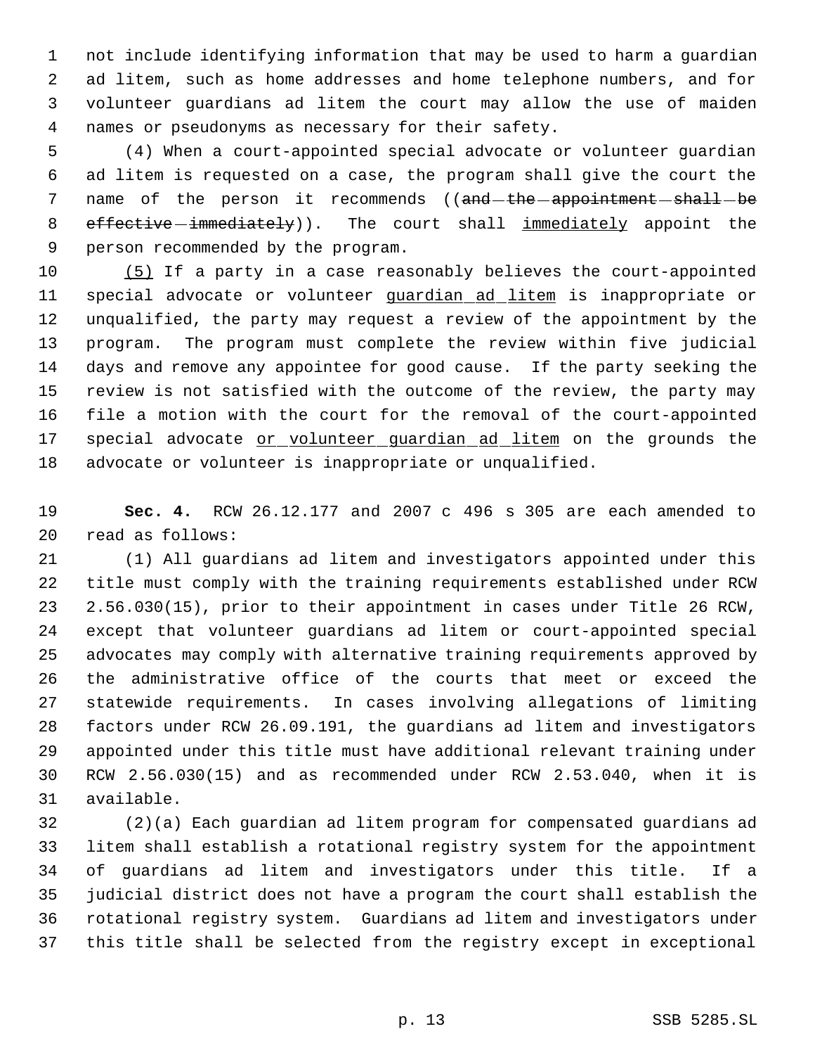not include identifying information that may be used to harm a guardian ad litem, such as home addresses and home telephone numbers, and for volunteer guardians ad litem the court may allow the use of maiden names or pseudonyms as necessary for their safety.

(4) When a court-appointed special advocate or volunteer guardian ad litem is requested on a case, the program shall give the court the name of the person it recommends ((~~and the appointment shall be effective immediately~~)). The court shall immediately appoint the person recommended by the program.

(5) If a party in a case reasonably believes the court-appointed special advocate or volunteer guardian ad litem is inappropriate or unqualified, the party may request a review of the appointment by the program. The program must complete the review within five judicial days and remove any appointee for good cause. If the party seeking the review is not satisfied with the outcome of the review, the party may file a motion with the court for the removal of the court-appointed special advocate or volunteer guardian ad litem on the grounds the advocate or volunteer is inappropriate or unqualified.

**Sec. 4.** RCW 26.12.177 and 2007 c 496 s 305 are each amended to read as follows:

(1) All guardians ad litem and investigators appointed under this title must comply with the training requirements established under RCW 2.56.030(15), prior to their appointment in cases under Title 26 RCW, except that volunteer guardians ad litem or court-appointed special advocates may comply with alternative training requirements approved by the administrative office of the courts that meet or exceed the statewide requirements. In cases involving allegations of limiting factors under RCW 26.09.191, the guardians ad litem and investigators appointed under this title must have additional relevant training under RCW 2.56.030(15) and as recommended under RCW 2.53.040, when it is available.

(2)(a) Each guardian ad litem program for compensated guardians ad litem shall establish a rotational registry system for the appointment of guardians ad litem and investigators under this title. If a judicial district does not have a program the court shall establish the rotational registry system. Guardians ad litem and investigators under this title shall be selected from the registry except in exceptional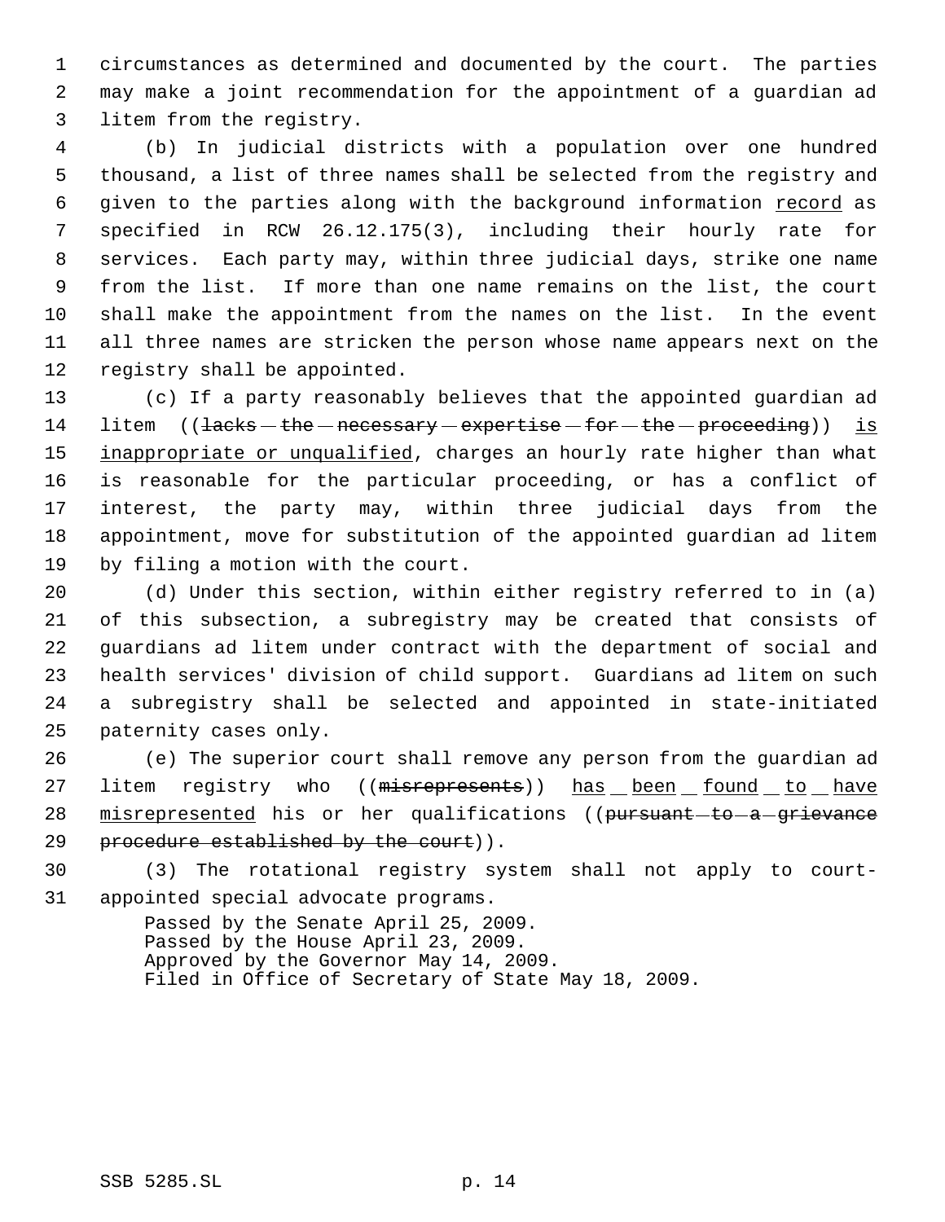circumstances as determined and documented by the court. The parties may make a joint recommendation for the appointment of a guardian ad litem from the registry.

(b) In judicial districts with a population over one hundred thousand, a list of three names shall be selected from the registry and given to the parties along with the background information record as specified in RCW 26.12.175(3), including their hourly rate for services. Each party may, within three judicial days, strike one name from the list. If more than one name remains on the list, the court shall make the appointment from the names on the list. In the event all three names are stricken the person whose name appears next on the registry shall be appointed.

(c) If a party reasonably believes that the appointed guardian ad litem ((~~lacks the necessary expertise for the proceeding~~)) is inappropriate or unqualified, charges an hourly rate higher than what is reasonable for the particular proceeding, or has a conflict of interest, the party may, within three judicial days from the appointment, move for substitution of the appointed guardian ad litem by filing a motion with the court.

(d) Under this section, within either registry referred to in (a) of this subsection, a subregistry may be created that consists of guardians ad litem under contract with the department of social and health services' division of child support. Guardians ad litem on such a subregistry shall be selected and appointed in state-initiated paternity cases only.

(e) The superior court shall remove any person from the guardian ad litem registry who ((~~misrepresents~~)) has been found to have misrepresented his or her qualifications ((~~pursuant to a grievance procedure established by the court~~)).

(3) The rotational registry system shall not apply to court-appointed special advocate programs.

Passed by the Senate April 25, 2009.
Passed by the House April 23, 2009.
Approved by the Governor May 14, 2009.
Filed in Office of Secretary of State May 18, 2009.